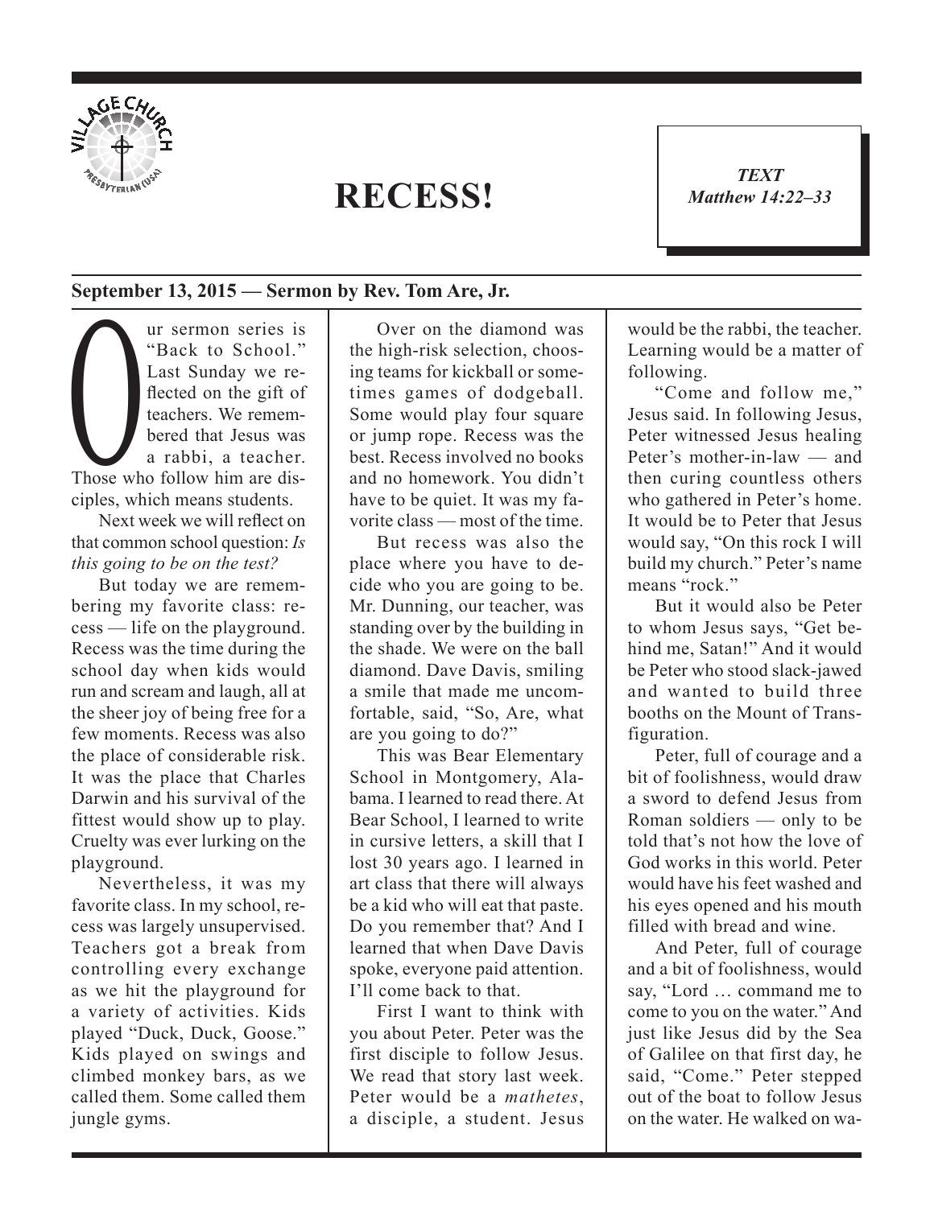# RECESS!

*TEXT*
*Matthew 14:22–33*

**September 13, 2015 — Sermon by Rev. Tom Are, Jr.**

Our sermon series is "Back to School." Last Sunday we reflected on the gift of teachers. We remembered that Jesus was a rabbi, a teacher. Those who follow him are disciples, which means students.

Next week we will reflect on that common school question: *Is this going to be on the test?*

But today we are remembering my favorite class: recess — life on the playground. Recess was the time during the school day when kids would run and scream and laugh, all at the sheer joy of being free for a few moments. Recess was also the place of considerable risk. It was the place that Charles Darwin and his survival of the fittest would show up to play. Cruelty was ever lurking on the playground.

Nevertheless, it was my favorite class. In my school, recess was largely unsupervised. Teachers got a break from controlling every exchange as we hit the playground for a variety of activities. Kids played "Duck, Duck, Goose." Kids played on swings and climbed monkey bars, as we called them. Some called them jungle gyms.

Over on the diamond was the high-risk selection, choosing teams for kickball or sometimes games of dodgeball. Some would play four square or jump rope. Recess was the best. Recess involved no books and no homework. You didn't have to be quiet. It was my favorite class — most of the time.

But recess was also the place where you have to decide who you are going to be. Mr. Dunning, our teacher, was standing over by the building in the shade. We were on the ball diamond. Dave Davis, smiling a smile that made me uncomfortable, said, "So, Are, what are you going to do?"

This was Bear Elementary School in Montgomery, Alabama. I learned to read there. At Bear School, I learned to write in cursive letters, a skill that I lost 30 years ago. I learned in art class that there will always be a kid who will eat that paste. Do you remember that? And I learned that when Dave Davis spoke, everyone paid attention. I'll come back to that.

First I want to think with you about Peter. Peter was the first disciple to follow Jesus. We read that story last week. Peter would be a *mathetes*, a disciple, a student. Jesus would be the rabbi, the teacher. Learning would be a matter of following.

"Come and follow me," Jesus said. In following Jesus, Peter witnessed Jesus healing Peter's mother-in-law — and then curing countless others who gathered in Peter's home. It would be to Peter that Jesus would say, "On this rock I will build my church." Peter's name means "rock."

But it would also be Peter to whom Jesus says, "Get behind me, Satan!" And it would be Peter who stood slack-jawed and wanted to build three booths on the Mount of Transfiguration.

Peter, full of courage and a bit of foolishness, would draw a sword to defend Jesus from Roman soldiers — only to be told that's not how the love of God works in this world. Peter would have his feet washed and his eyes opened and his mouth filled with bread and wine.

And Peter, full of courage and a bit of foolishness, would say, "Lord … command me to come to you on the water." And just like Jesus did by the Sea of Galilee on that first day, he said, "Come." Peter stepped out of the boat to follow Jesus on the water. He walked on wa-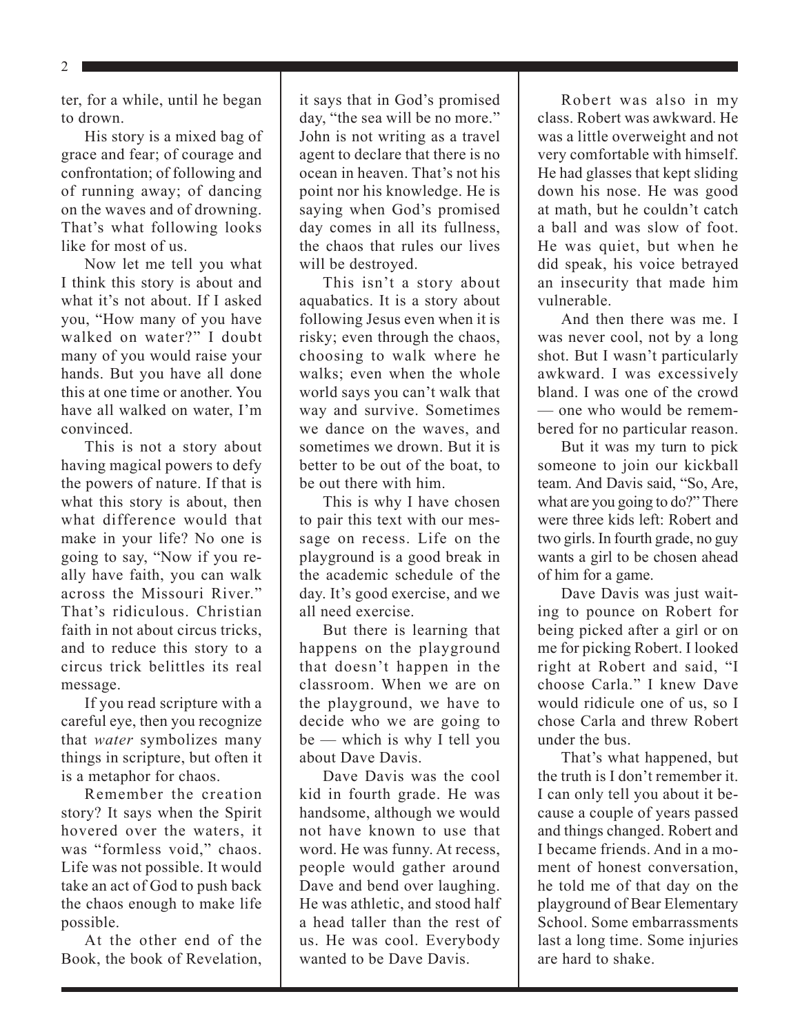ter, for a while, until he began to drown.

His story is a mixed bag of grace and fear; of courage and confrontation; of following and of running away; of dancing on the waves and of drowning. That's what following looks like for most of us.

Now let me tell you what I think this story is about and what it's not about. If I asked you, "How many of you have walked on water?" I doubt many of you would raise your hands. But you have all done this at one time or another. You have all walked on water, I'm convinced.

This is not a story about having magical powers to defy the powers of nature. If that is what this story is about, then what difference would that make in your life? No one is going to say, "Now if you really have faith, you can walk across the Missouri River." That's ridiculous. Christian faith in not about circus tricks, and to reduce this story to a circus trick belittles its real message.

If you read scripture with a careful eye, then you recognize that *water* symbolizes many things in scripture, but often it is a metaphor for chaos.

Remember the creation story? It says when the Spirit hovered over the waters, it was "formless void," chaos. Life was not possible. It would take an act of God to push back the chaos enough to make life possible.

At the other end of the Book, the book of Revelation, it says that in God's promised day, "the sea will be no more." John is not writing as a travel agent to declare that there is no ocean in heaven. That's not his point nor his knowledge. He is saying when God's promised day comes in all its fullness, the chaos that rules our lives will be destroyed.

This isn't a story about aquabatics. It is a story about following Jesus even when it is risky; even through the chaos, choosing to walk where he walks; even when the whole world says you can't walk that way and survive. Sometimes we dance on the waves, and sometimes we drown. But it is better to be out of the boat, to be out there with him.

This is why I have chosen to pair this text with our message on recess. Life on the playground is a good break in the academic schedule of the day. It's good exercise, and we all need exercise.

But there is learning that happens on the playground that doesn't happen in the classroom. When we are on the playground, we have to decide who we are going to be — which is why I tell you about Dave Davis.

Dave Davis was the cool kid in fourth grade. He was handsome, although we would not have known to use that word. He was funny. At recess, people would gather around Dave and bend over laughing. He was athletic, and stood half a head taller than the rest of us. He was cool. Everybody wanted to be Dave Davis.

Robert was also in my class. Robert was awkward. He was a little overweight and not very comfortable with himself. He had glasses that kept sliding down his nose. He was good at math, but he couldn't catch a ball and was slow of foot. He was quiet, but when he did speak, his voice betrayed an insecurity that made him vulnerable.

And then there was me. I was never cool, not by a long shot. But I wasn't particularly awkward. I was excessively bland. I was one of the crowd — one who would be remembered for no particular reason.

But it was my turn to pick someone to join our kickball team. And Davis said, "So, Are, what are you going to do?" There were three kids left: Robert and two girls. In fourth grade, no guy wants a girl to be chosen ahead of him for a game.

Dave Davis was just waiting to pounce on Robert for being picked after a girl or on me for picking Robert. I looked right at Robert and said, "I choose Carla." I knew Dave would ridicule one of us, so I chose Carla and threw Robert under the bus.

That's what happened, but the truth is I don't remember it. I can only tell you about it because a couple of years passed and things changed. Robert and I became friends. And in a moment of honest conversation, he told me of that day on the playground of Bear Elementary School. Some embarrassments last a long time. Some injuries are hard to shake.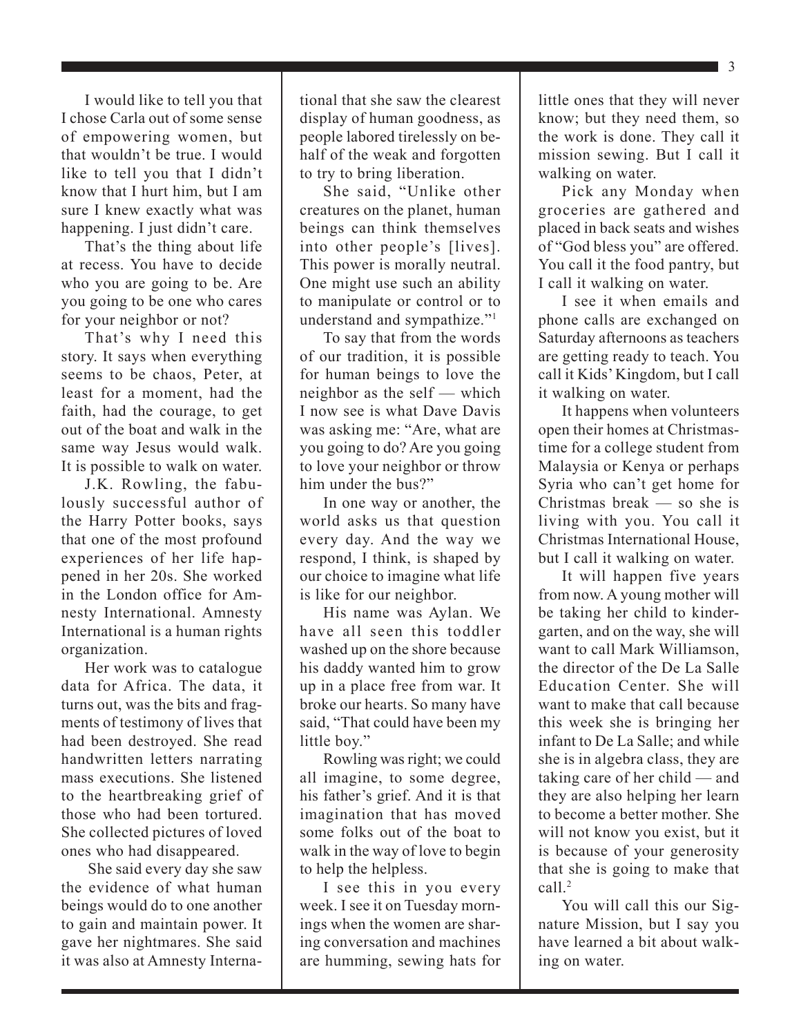I would like to tell you that I chose Carla out of some sense of empowering women, but that wouldn't be true. I would like to tell you that I didn't know that I hurt him, but I am sure I knew exactly what was happening. I just didn't care.

That's the thing about life at recess. You have to decide who you are going to be. Are you going to be one who cares for your neighbor or not?

That's why I need this story. It says when everything seems to be chaos, Peter, at least for a moment, had the faith, had the courage, to get out of the boat and walk in the same way Jesus would walk. It is possible to walk on water.

J.K. Rowling, the fabulously successful author of the Harry Potter books, says that one of the most profound experiences of her life happened in her 20s. She worked in the London office for Amnesty International. Amnesty International is a human rights organization.

Her work was to catalogue data for Africa. The data, it turns out, was the bits and fragments of testimony of lives that had been destroyed. She read handwritten letters narrating mass executions. She listened to the heartbreaking grief of those who had been tortured. She collected pictures of loved ones who had disappeared.

She said every day she saw the evidence of what human beings would do to one another to gain and maintain power. It gave her nightmares. She said it was also at Amnesty International that she saw the clearest display of human goodness, as people labored tirelessly on behalf of the weak and forgotten to try to bring liberation.

She said, "Unlike other creatures on the planet, human beings can think themselves into other people's [lives]. This power is morally neutral. One might use such an ability to manipulate or control or to understand and sympathize."[1]

To say that from the words of our tradition, it is possible for human beings to love the neighbor as the self — which I now see is what Dave Davis was asking me: "Are, what are you going to do? Are you going to love your neighbor or throw him under the bus?"

In one way or another, the world asks us that question every day. And the way we respond, I think, is shaped by our choice to imagine what life is like for our neighbor.

His name was Aylan. We have all seen this toddler washed up on the shore because his daddy wanted him to grow up in a place free from war. It broke our hearts. So many have said, "That could have been my little boy."

Rowling was right; we could all imagine, to some degree, his father's grief. And it is that imagination that has moved some folks out of the boat to walk in the way of love to begin to help the helpless.

I see this in you every week. I see it on Tuesday mornings when the women are sharing conversation and machines are humming, sewing hats for little ones that they will never know; but they need them, so the work is done. They call it mission sewing. But I call it walking on water.

Pick any Monday when groceries are gathered and placed in back seats and wishes of "God bless you" are offered. You call it the food pantry, but I call it walking on water.

I see it when emails and phone calls are exchanged on Saturday afternoons as teachers are getting ready to teach. You call it Kids' Kingdom, but I call it walking on water.

It happens when volunteers open their homes at Christmastime for a college student from Malaysia or Kenya or perhaps Syria who can't get home for Christmas break — so she is living with you. You call it Christmas International House, but I call it walking on water.

It will happen five years from now. A young mother will be taking her child to kindergarten, and on the way, she will want to call Mark Williamson, the director of the De La Salle Education Center. She will want to make that call because this week she is bringing her infant to De La Salle; and while she is in algebra class, they are taking care of her child — and they are also helping her learn to become a better mother. She will not know you exist, but it is because of your generosity that she is going to make that call.[2]

You will call this our Signature Mission, but I say you have learned a bit about walking on water.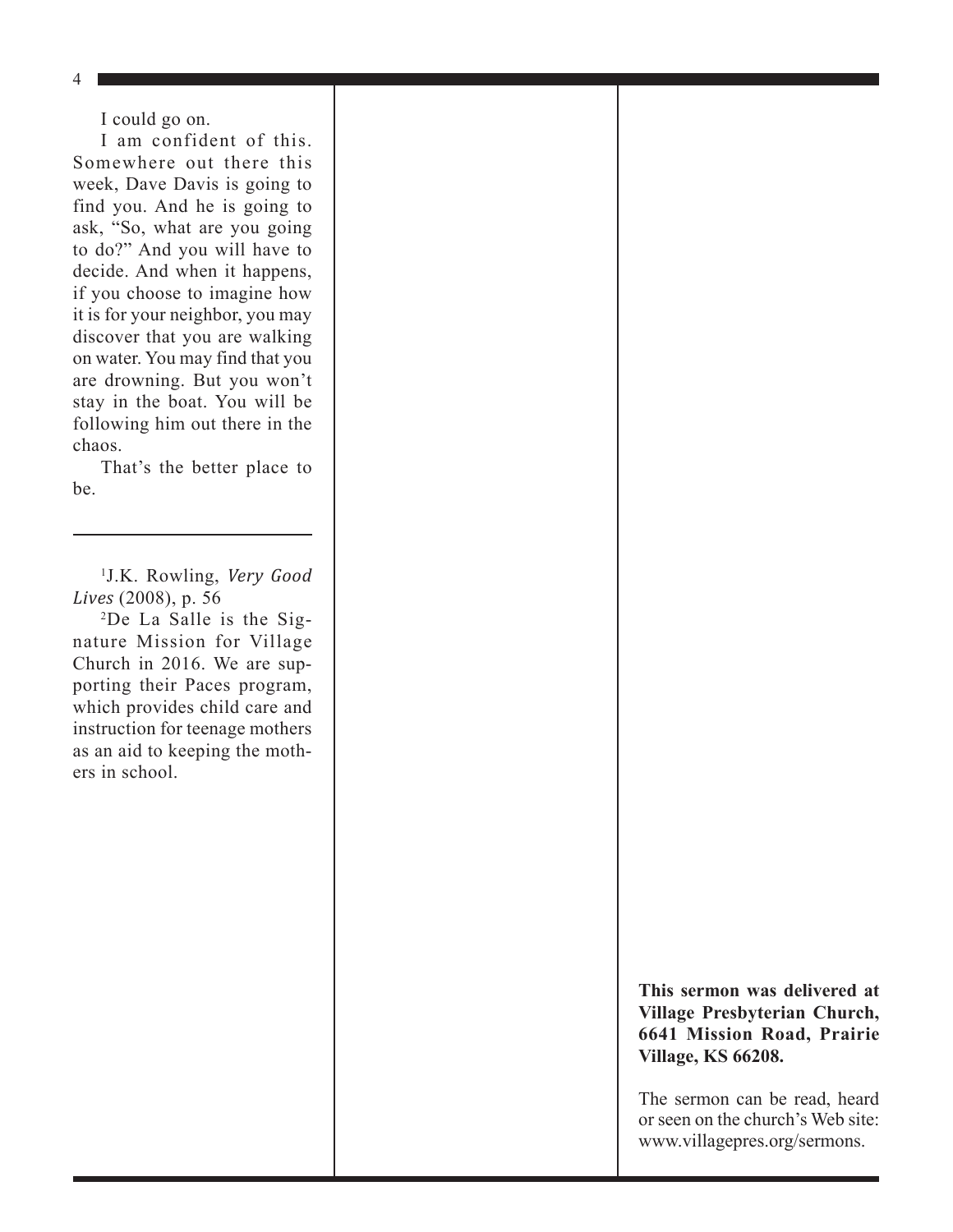I could go on.

I am confident of this. Somewhere out there this week, Dave Davis is going to find you. And he is going to ask, "So, what are you going to do?" And you will have to decide. And when it happens, if you choose to imagine how it is for your neighbor, you may discover that you are walking on water. You may find that you are drowning. But you won't stay in the boat. You will be following him out there in the chaos.

That's the better place to be.

---

[1]J.K. Rowling, *Very Good Lives* (2008), p. 56

[2]De La Salle is the Signature Mission for Village Church in 2016. We are supporting their Paces program, which provides child care and instruction for teenage mothers as an aid to keeping the mothers in school.

**This sermon was delivered at Village Presbyterian Church, 6641 Mission Road, Prairie Village, KS 66208.**

The sermon can be read, heard or seen on the church's Web site: www.villagepres.org/sermons.